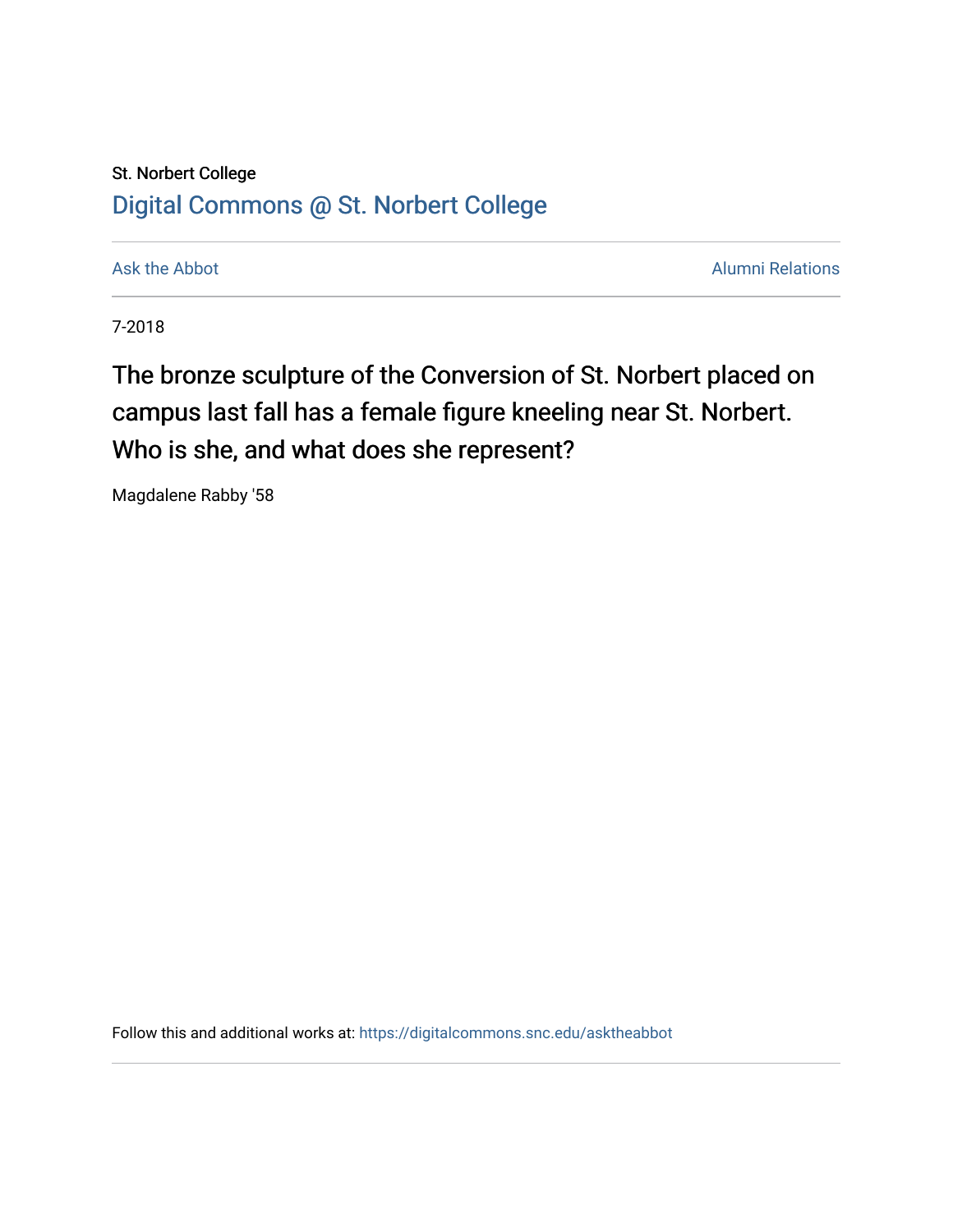St. Norbert College

[Digital Commons @ St. Norbert College](https://digitalcommons.snc.edu)

Ask the Abbot | Alumni Relations

7-2018

# The bronze sculpture of the Conversion of St. Norbert placed on campus last fall has a female figure kneeling near St. Norbert. Who is she, and what does she represent?

Magdalene Rabby '58

Follow this and additional works at: https://digitalcommons.snc.edu/asktheabbot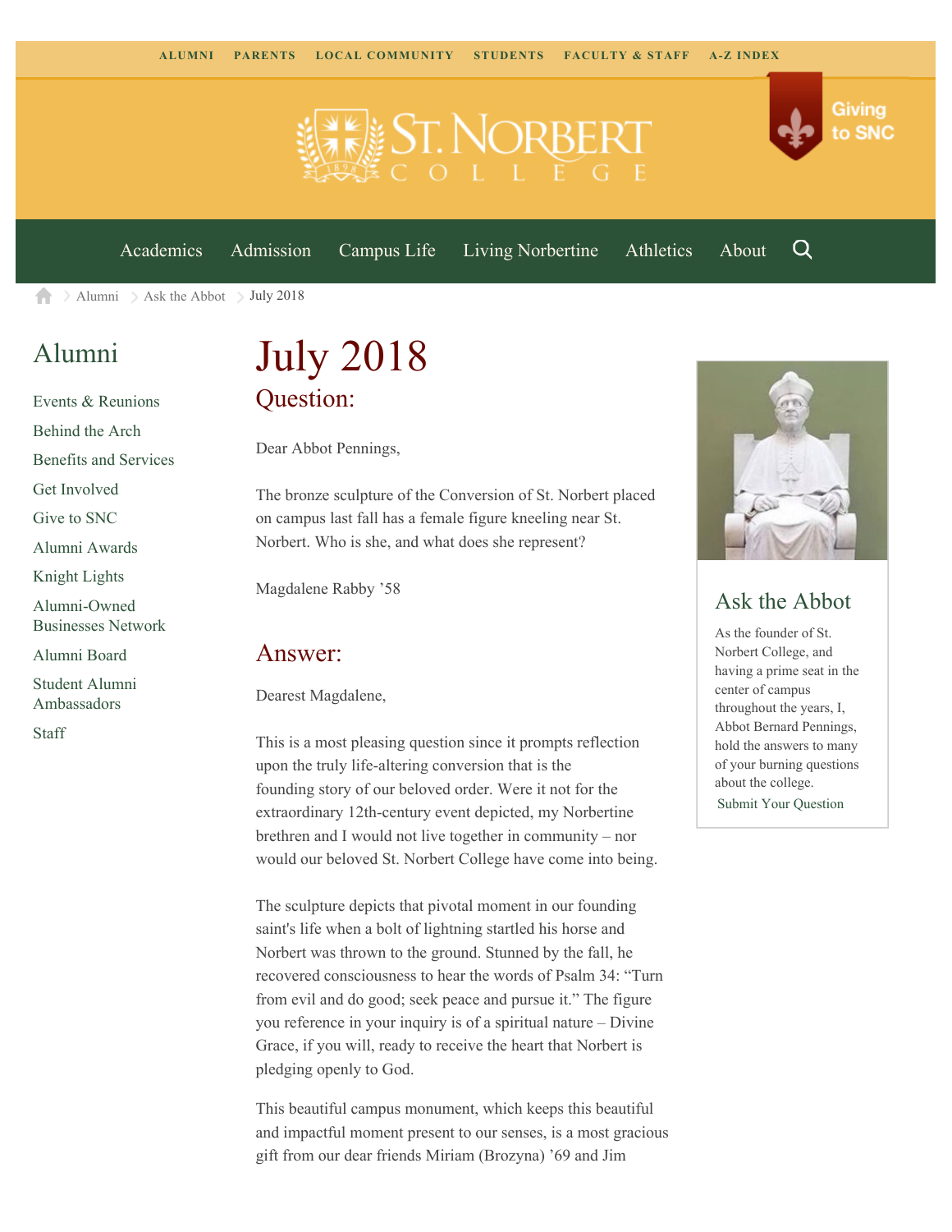ALUMNI PARENTS LOCAL COMMUNITY STUDENTS FACULTY & STAFF A-Z INDEX

Giving to SNC

Academics Admission Campus Life Living Norbertine Athletics About

Alumni > Ask the Abbot > July 2018

## Alumni

- Events & Reunions
- Behind the Arch
- Benefits and Services
- Get Involved
- Give to SNC
- Alumni Awards
- Knight Lights
- Alumni-Owned Businesses Network
- Alumni Board
- Student Alumni Ambassadors
- Staff

# July 2018

## Question:

Dear Abbot Pennings,

The bronze sculpture of the Conversion of St. Norbert placed on campus last fall has a female figure kneeling near St. Norbert. Who is she, and what does she represent?

Magdalene Rabby '58

## Answer:

Dearest Magdalene,

This is a most pleasing question since it prompts reflection upon the truly life-altering conversion that is the founding story of our beloved order. Were it not for the extraordinary 12th-century event depicted, my Norbertine brethren and I would not live together in community – nor would our beloved St. Norbert College have come into being.

The sculpture depicts that pivotal moment in our founding saint's life when a bolt of lightning startled his horse and Norbert was thrown to the ground. Stunned by the fall, he recovered consciousness to hear the words of Psalm 34: "Turn from evil and do good; seek peace and pursue it." The figure you reference in your inquiry is of a spiritual nature – Divine Grace, if you will, ready to receive the heart that Norbert is pledging openly to God.

This beautiful campus monument, which keeps this beautiful and impactful moment present to our senses, is a most gracious gift from our dear friends Miriam (Brozyna) '69 and Jim

## Ask the Abbot

As the founder of St. Norbert College, and having a prime seat in the center of campus throughout the years, I, Abbot Bernard Pennings, hold the answers to many of your burning questions about the college.

Submit Your Question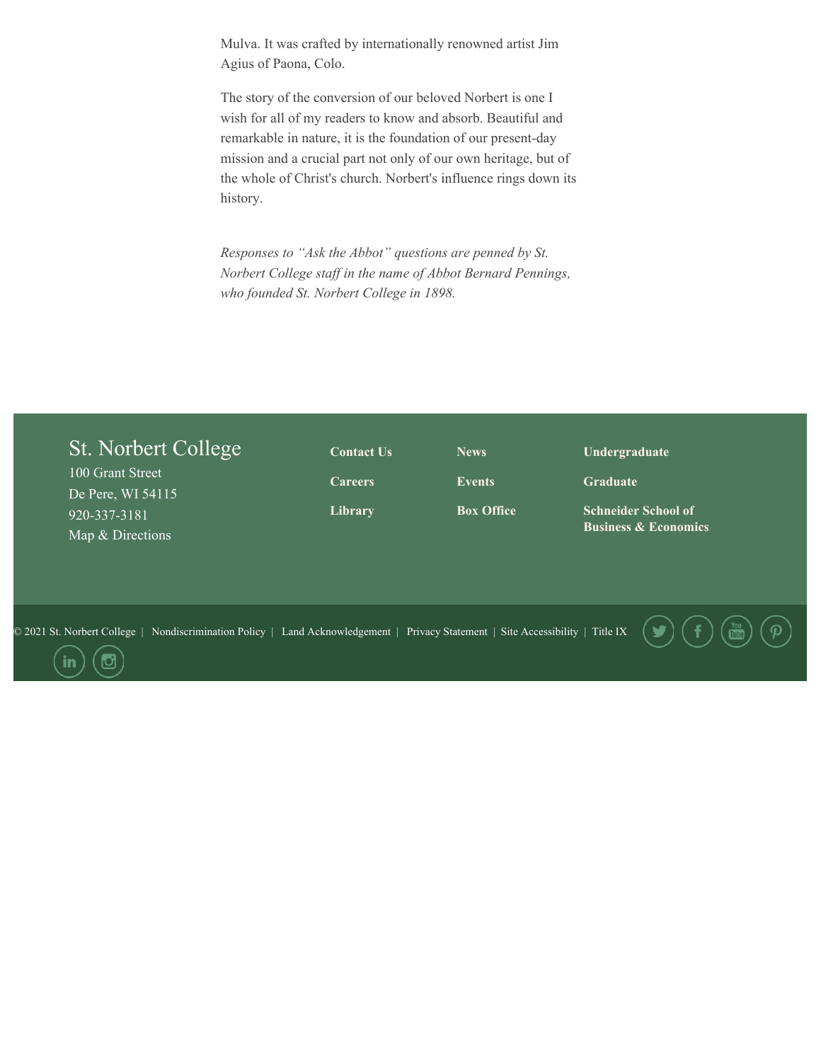Mulva. It was crafted by internationally renowned artist Jim Agius of Paona, Colo.

The story of the conversion of our beloved Norbert is one I wish for all of my readers to know and absorb. Beautiful and remarkable in nature, it is the foundation of our present-day mission and a crucial part not only of our own heritage, but of the whole of Christ's church. Norbert's influence rings down its history.

*Responses to "Ask the Abbot" questions are penned by St. Norbert College staff in the name of Abbot Bernard Pennings, who founded St. Norbert College in 1898.*

St. Norbert College
100 Grant Street
De Pere, WI 54115
920-337-3181
Map & Directions

**Contact Us**
**Careers**
**Library**
**News**
**Events**
**Box Office**
**Undergraduate**
**Graduate**
**Schneider School of Business & Economics**

© 2021 St. Norbert College | Nondiscrimination Policy | Land Acknowledgement | Privacy Statement | Site Accessibility | Title IX